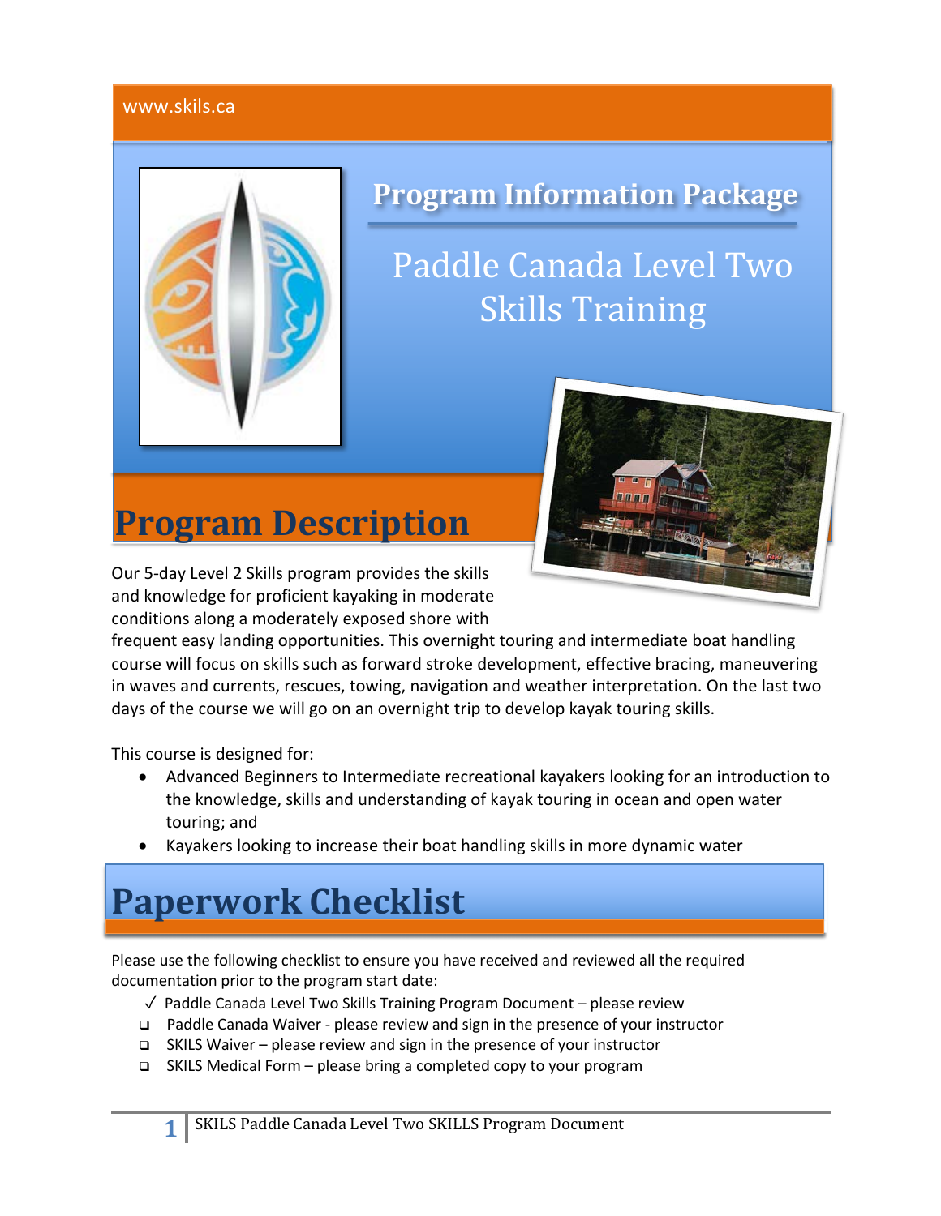www.skils.ca

# Program Information Package

## Paddle Canada Level Two Skills Training

# Program Description

Our 5-day Level 2 Skills program provides the skills and knowledge for proficient kayaking in moderate conditions along a moderately exposed shore with frequent easy landing opportunities. This overnight touring and intermediate boat handling course will focus on skills such as forward stroke development, effective bracing, maneuvering in waves and currents, rescues, towing, navigation and weather interpretation. On the last two days of the course we will go on an overnight trip to develop kayak touring skills.

This course is designed for:

- Advanced Beginners to Intermediate recreational kayakers looking for an introduction to the knowledge, skills and understanding of kayak touring in ocean and open water touring; and
- Kayakers looking to increase their boat handling skills in more dynamic water

# Paperwork Checklist

Please use the following checklist to ensure you have received and reviewed all the required documentation prior to the program start date:

- ✓ Paddle Canada Level Two Skills Training Program Document – please review
- ❑ Paddle Canada Waiver - please review and sign in the presence of your instructor
- ❑ SKILS Waiver – please review and sign in the presence of your instructor
- ❑ SKILS Medical Form – please bring a completed copy to your program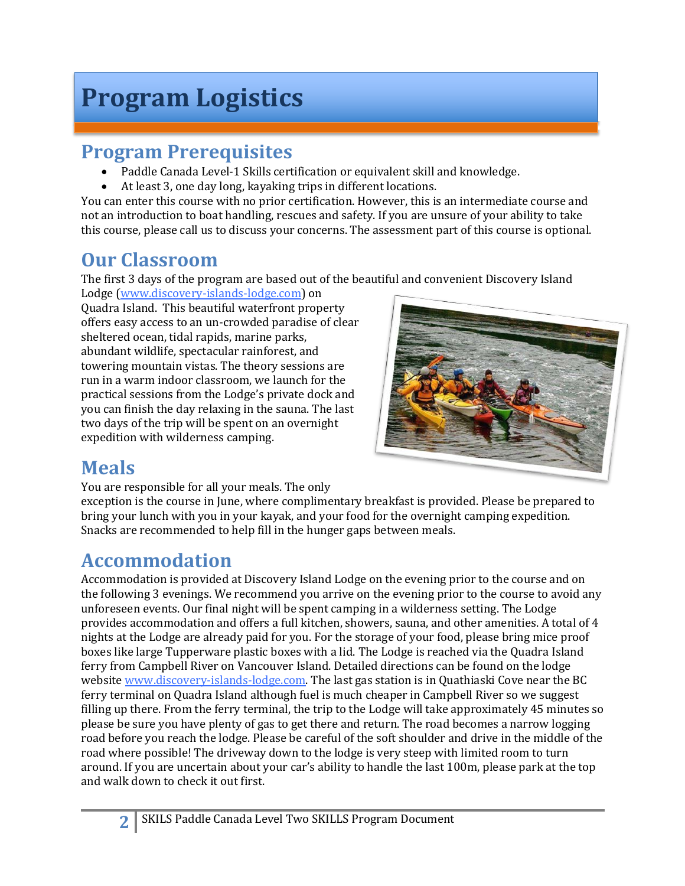# Program Logistics

## Program Prerequisites

- Paddle Canada Level-1 Skills certification or equivalent skill and knowledge.
- At least 3, one day long, kayaking trips in different locations.

You can enter this course with no prior certification. However, this is an intermediate course and not an introduction to boat handling, rescues and safety. If you are unsure of your ability to take this course, please call us to discuss your concerns. The assessment part of this course is optional.

## Our Classroom

The first 3 days of the program are based out of the beautiful and convenient Discovery Island Lodge (www.discovery-islands-lodge.com) on Quadra Island. This beautiful waterfront property offers easy access to an un-crowded paradise of clear sheltered ocean, tidal rapids, marine parks, abundant wildlife, spectacular rainforest, and towering mountain vistas. The theory sessions are run in a warm indoor classroom, we launch for the practical sessions from the Lodge's private dock and you can finish the day relaxing in the sauna. The last two days of the trip will be spent on an overnight expedition with wilderness camping.

## Meals

You are responsible for all your meals. The only exception is the course in June, where complimentary breakfast is provided. Please be prepared to bring your lunch with you in your kayak, and your food for the overnight camping expedition. Snacks are recommended to help fill in the hunger gaps between meals.

## Accommodation

Accommodation is provided at Discovery Island Lodge on the evening prior to the course and on the following 3 evenings. We recommend you arrive on the evening prior to the course to avoid any unforeseen events. Our final night will be spent camping in a wilderness setting. The Lodge provides accommodation and offers a full kitchen, showers, sauna, and other amenities. A total of 4 nights at the Lodge are already paid for you. For the storage of your food, please bring mice proof boxes like large Tupperware plastic boxes with a lid. The Lodge is reached via the Quadra Island ferry from Campbell River on Vancouver Island. Detailed directions can be found on the lodge website www.discovery-islands-lodge.com. The last gas station is in Quathiaski Cove near the BC ferry terminal on Quadra Island although fuel is much cheaper in Campbell River so we suggest filling up there. From the ferry terminal, the trip to the Lodge will take approximately 45 minutes so please be sure you have plenty of gas to get there and return. The road becomes a narrow logging road before you reach the lodge. Please be careful of the soft shoulder and drive in the middle of the road where possible! The driveway down to the lodge is very steep with limited room to turn around. If you are uncertain about your car's ability to handle the last 100m, please park at the top and walk down to check it out first.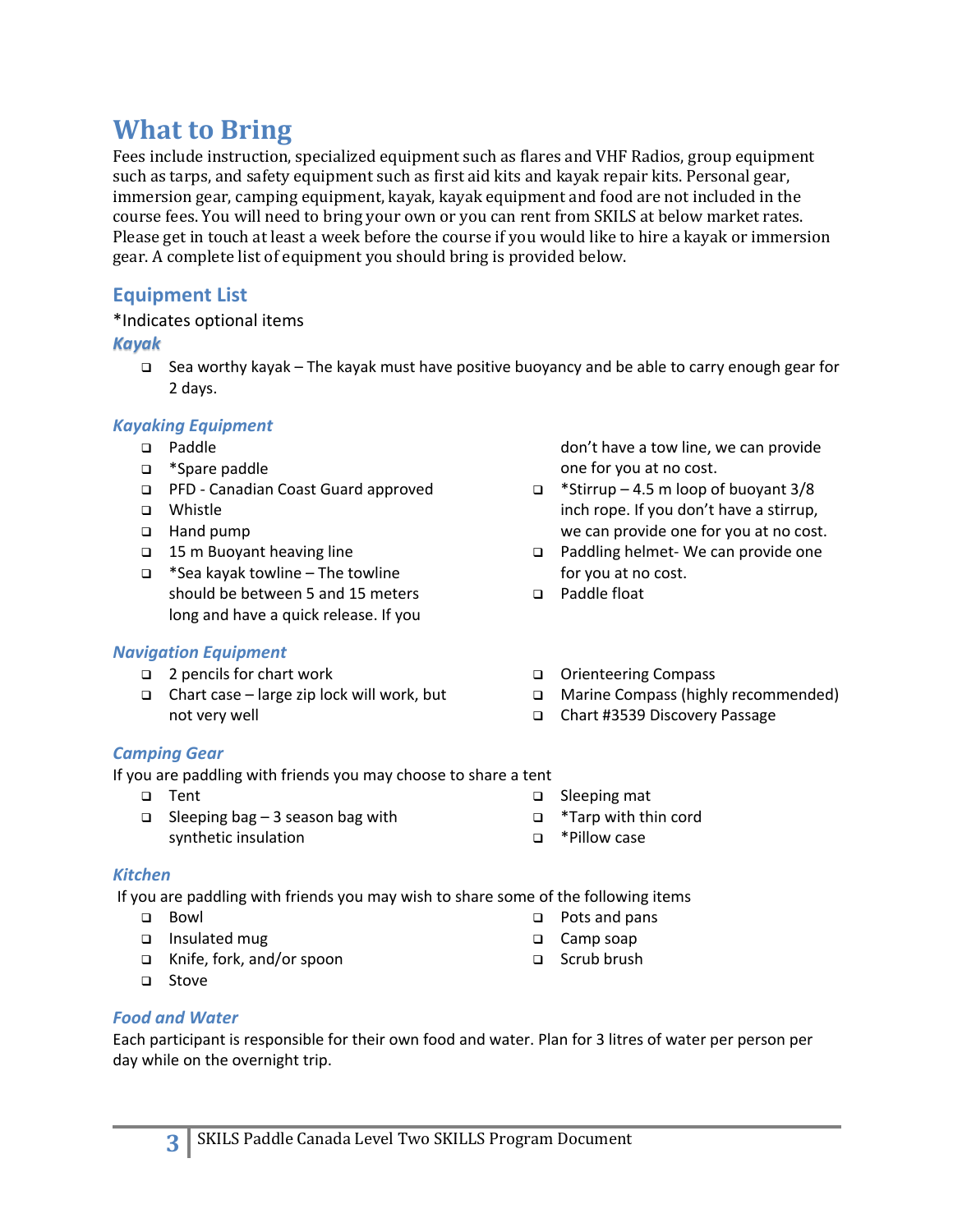# What to Bring

Fees include instruction, specialized equipment such as flares and VHF Radios, group equipment such as tarps, and safety equipment such as first aid kits and kayak repair kits. Personal gear, immersion gear, camping equipment, kayak, kayak equipment and food are not included in the course fees. You will need to bring your own or you can rent from SKILS at below market rates. Please get in touch at least a week before the course if you would like to hire a kayak or immersion gear. A complete list of equipment you should bring is provided below.

## Equipment List

*Indicates optional items

### *Kayak*

- Sea worthy kayak – The kayak must have positive buoyancy and be able to carry enough gear for 2 days.

### *Kayaking Equipment*

- Paddle
- *Spare paddle
- PFD - Canadian Coast Guard approved
- Whistle
- Hand pump
- 15 m Buoyant heaving line
- *Sea kayak towline – The towline should be between 5 and 15 meters long and have a quick release. If you don't have a tow line, we can provide one for you at no cost.
- *Stirrup – 4.5 m loop of buoyant 3/8 inch rope. If you don't have a stirrup, we can provide one for you at no cost.
- Paddling helmet- We can provide one for you at no cost.
- Paddle float

### *Navigation Equipment*

- 2 pencils for chart work
- Chart case – large zip lock will work, but not very well
- Orienteering Compass
- Marine Compass (highly recommended)
- Chart #3539 Discovery Passage

### *Camping Gear*

If you are paddling with friends you may choose to share a tent

- Tent
- Sleeping bag – 3 season bag with synthetic insulation
- Sleeping mat
- *Tarp with thin cord
- *Pillow case

### *Kitchen*

If you are paddling with friends you may wish to share some of the following items

- Bowl
- Insulated mug
- Knife, fork, and/or spoon
- Stove
- Pots and pans
- Camp soap
- Scrub brush

### *Food and Water*

Each participant is responsible for their own food and water. Plan for 3 litres of water per person per day while on the overnight trip.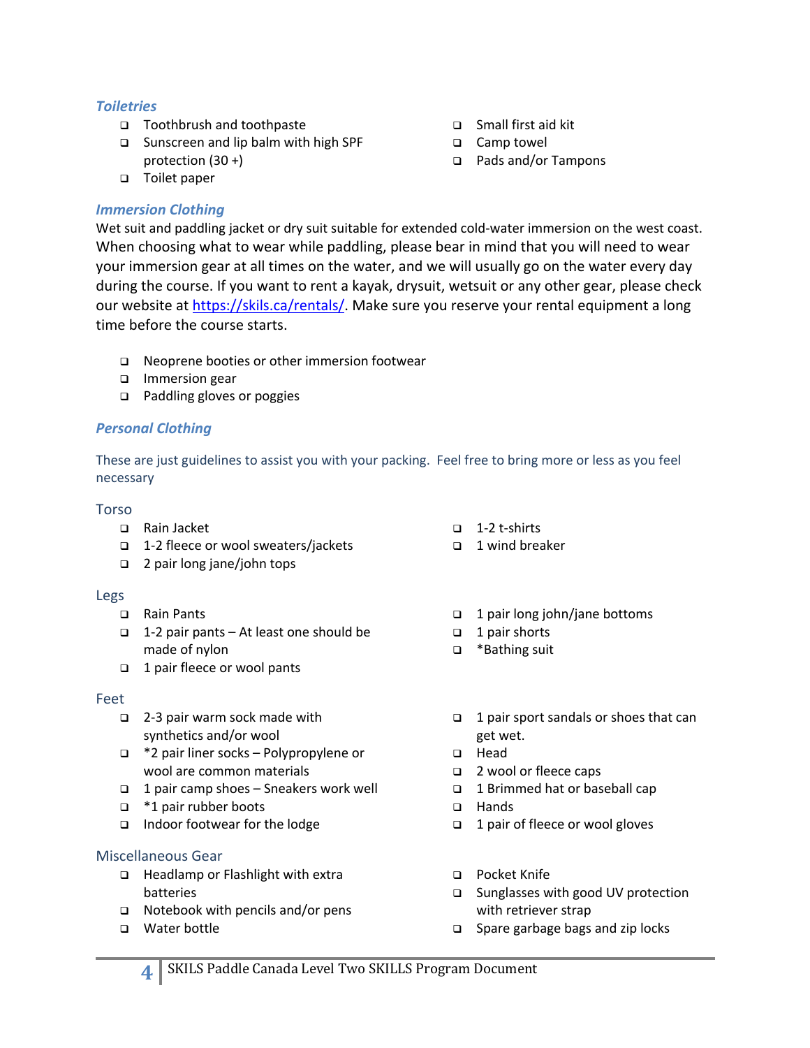### *Toiletries*

- ❑ Toothbrush and toothpaste
- ❑ Sunscreen and lip balm with high SPF protection (30 +)
- ❑ Toilet paper
- ❑ Small first aid kit
- ❑ Camp towel
- ❑ Pads and/or Tampons

### *Immersion Clothing*

Wet suit and paddling jacket or dry suit suitable for extended cold-water immersion on the west coast. When choosing what to wear while paddling, please bear in mind that you will need to wear your immersion gear at all times on the water, and we will usually go on the water every day during the course. If you want to rent a kayak, drysuit, wetsuit or any other gear, please check our website at [https://skils.ca/rentals/](https://skils.ca/rentals/). Make sure you reserve your rental equipment a long time before the course starts.

- ❑ Neoprene booties or other immersion footwear
- ❑ Immersion gear
- ❑ Paddling gloves or poggies

### *Personal Clothing*

These are just guidelines to assist you with your packing. Feel free to bring more or less as you feel necessary

#### Torso

- ❑ Rain Jacket
- ❑ 1-2 fleece or wool sweaters/jackets
- ❑ 2 pair long jane/john tops
- ❑ 1-2 t-shirts
- ❑ 1 wind breaker

#### Legs

- ❑ Rain Pants
- ❑ 1-2 pair pants – At least one should be made of nylon
- ❑ 1 pair fleece or wool pants
- ❑ 1 pair long john/jane bottoms
- ❑ 1 pair shorts
- ❑ *Bathing suit

#### Feet

- ❑ 2-3 pair warm sock made with synthetics and/or wool
- ❑ *2 pair liner socks – Polypropylene or wool are common materials
- ❑ 1 pair camp shoes – Sneakers work well
- ❑ *1 pair rubber boots
- ❑ Indoor footwear for the lodge
- ❑ 1 pair sport sandals or shoes that can get wet.
- ❑ Head
- ❑ 2 wool or fleece caps
- ❑ 1 Brimmed hat or baseball cap
- ❑ Hands
- ❑ 1 pair of fleece or wool gloves

#### Miscellaneous Gear

- ❑ Headlamp or Flashlight with extra batteries
- ❑ Notebook with pencils and/or pens
- ❑ Water bottle
- ❑ Pocket Knife
- ❑ Sunglasses with good UV protection with retriever strap
- ❑ Spare garbage bags and zip locks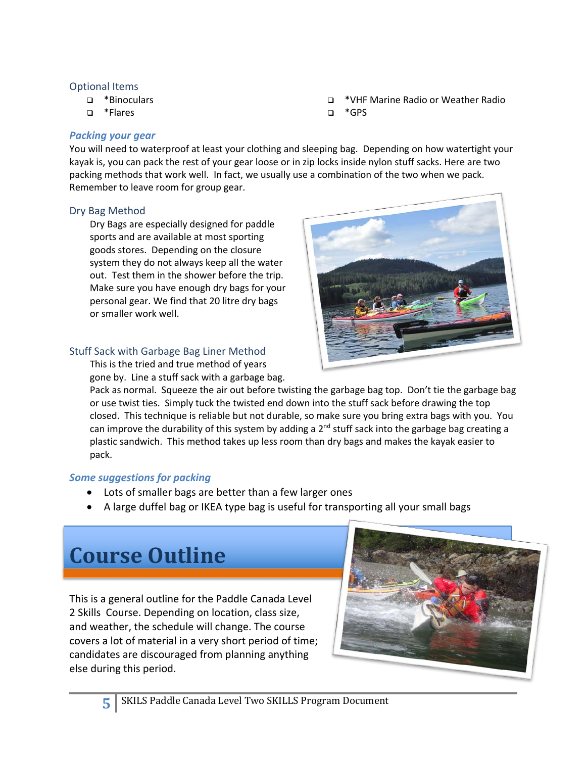## Optional Items

- ❑ *Binoculars
- ❑ *Flares
- ❑ *VHF Marine Radio or Weather Radio
- ❑ *GPS

### *Packing your gear*

You will need to waterproof at least your clothing and sleeping bag. Depending on how watertight your kayak is, you can pack the rest of your gear loose or in zip locks inside nylon stuff sacks. Here are two packing methods that work well. In fact, we usually use a combination of the two when we pack. Remember to leave room for group gear.

## Dry Bag Method

Dry Bags are especially designed for paddle sports and are available at most sporting goods stores. Depending on the closure system they do not always keep all the water out. Test them in the shower before the trip. Make sure you have enough dry bags for your personal gear. We find that 20 litre dry bags or smaller work well.

## Stuff Sack with Garbage Bag Liner Method

This is the tried and true method of years gone by. Line a stuff sack with a garbage bag. Pack as normal. Squeeze the air out before twisting the garbage bag top. Don't tie the garbage bag or use twist ties. Simply tuck the twisted end down into the stuff sack before drawing the top closed. This technique is reliable but not durable, so make sure you bring extra bags with you. You can improve the durability of this system by adding a 2nd stuff sack into the garbage bag creating a plastic sandwich. This method takes up less room than dry bags and makes the kayak easier to pack.

### *Some suggestions for packing*

- Lots of smaller bags are better than a few larger ones
- A large duffel bag or IKEA type bag is useful for transporting all your small bags

# Course Outline

This is a general outline for the Paddle Canada Level 2 Skills Course. Depending on location, class size, and weather, the schedule will change. The course covers a lot of material in a very short period of time; candidates are discouraged from planning anything else during this period.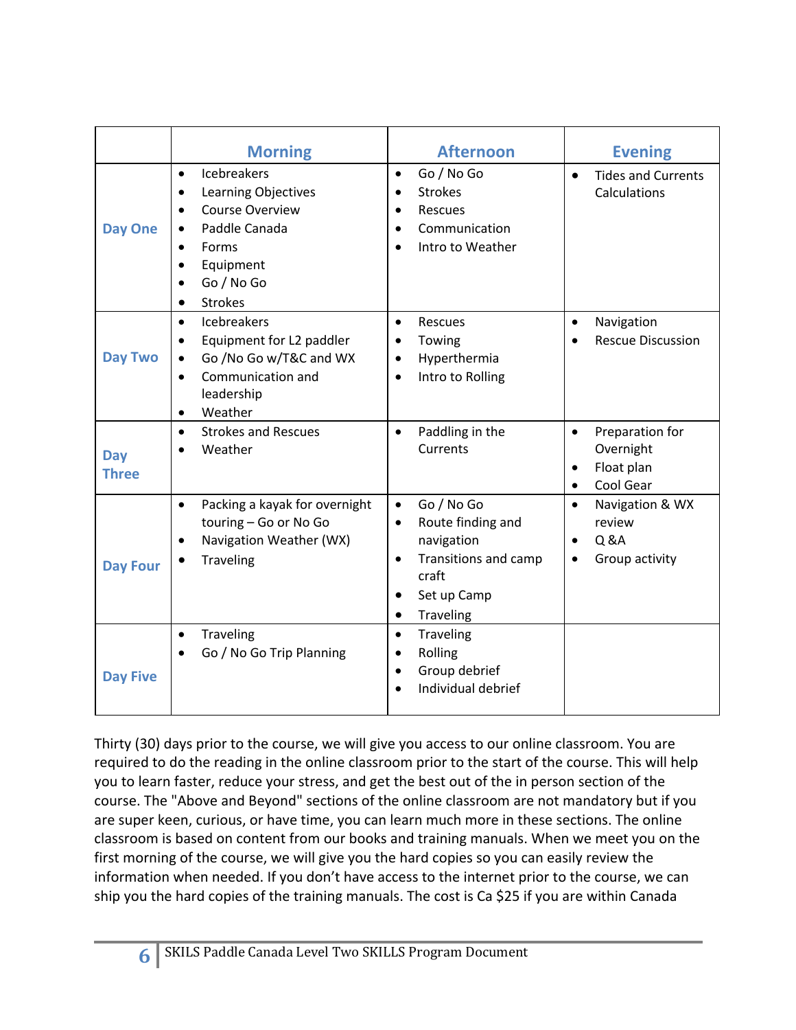| | Morning | Afternoon | Evening |
|---|---|---|---|
| **Day One** | • Icebreakers<br>• Learning Objectives<br>• Course Overview<br>• Paddle Canada<br>• Forms<br>• Equipment<br>• Go / No Go<br>• Strokes | • Go / No Go<br>• Strokes<br>• Rescues<br>• Communication<br>• Intro to Weather | • Tides and Currents Calculations |
| **Day Two** | • Icebreakers<br>• Equipment for L2 paddler<br>• Go /No Go w/T&C and WX<br>• Communication and leadership<br>• Weather | • Rescues<br>• Towing<br>• Hyperthermia<br>• Intro to Rolling | • Navigation<br>• Rescue Discussion |
| **Day Three** | • Strokes and Rescues<br>• Weather | • Paddling in the Currents | • Preparation for Overnight<br>• Float plan<br>• Cool Gear |
| **Day Four** | • Packing a kayak for overnight touring – Go or No Go<br>• Navigation Weather (WX)<br>• Traveling | • Go / No Go<br>• Route finding and navigation<br>• Transitions and camp craft<br>• Set up Camp<br>• Traveling | • Navigation & WX review<br>• Q &A<br>• Group activity |
| **Day Five** | • Traveling<br>• Go / No Go Trip Planning | • Traveling<br>• Rolling<br>• Group debrief<br>• Individual debrief | |

Thirty (30) days prior to the course, we will give you access to our online classroom. You are required to do the reading in the online classroom prior to the start of the course. This will help you to learn faster, reduce your stress, and get the best out of the in person section of the course. The "Above and Beyond" sections of the online classroom are not mandatory but if you are super keen, curious, or have time, you can learn much more in these sections. The online classroom is based on content from our books and training manuals. When we meet you on the first morning of the course, we will give you the hard copies so you can easily review the information when needed. If you don't have access to the internet prior to the course, we can ship you the hard copies of the training manuals. The cost is Ca $25 if you are within Canada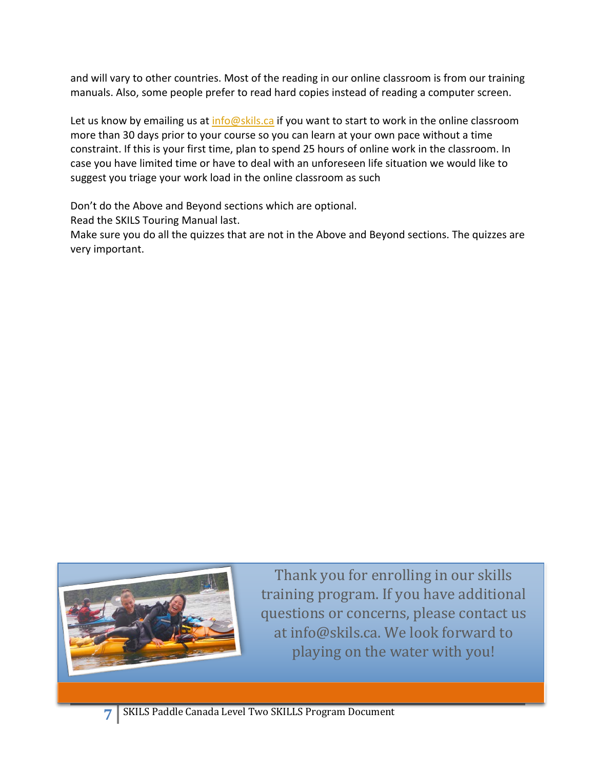and will vary to other countries. Most of the reading in our online classroom is from our training manuals. Also, some people prefer to read hard copies instead of reading a computer screen.

Let us know by emailing us at info@skils.ca if you want to start to work in the online classroom more than 30 days prior to your course so you can learn at your own pace without a time constraint. If this is your first time, plan to spend 25 hours of online work in the classroom. In case you have limited time or have to deal with an unforeseen life situation we would like to suggest you triage your work load in the online classroom as such

Don't do the Above and Beyond sections which are optional.
Read the SKILS Touring Manual last.
Make sure you do all the quizzes that are not in the Above and Beyond sections. The quizzes are very important.

Thank you for enrolling in our skills training program. If you have additional questions or concerns, please contact us at info@skils.ca. We look forward to playing on the water with you!